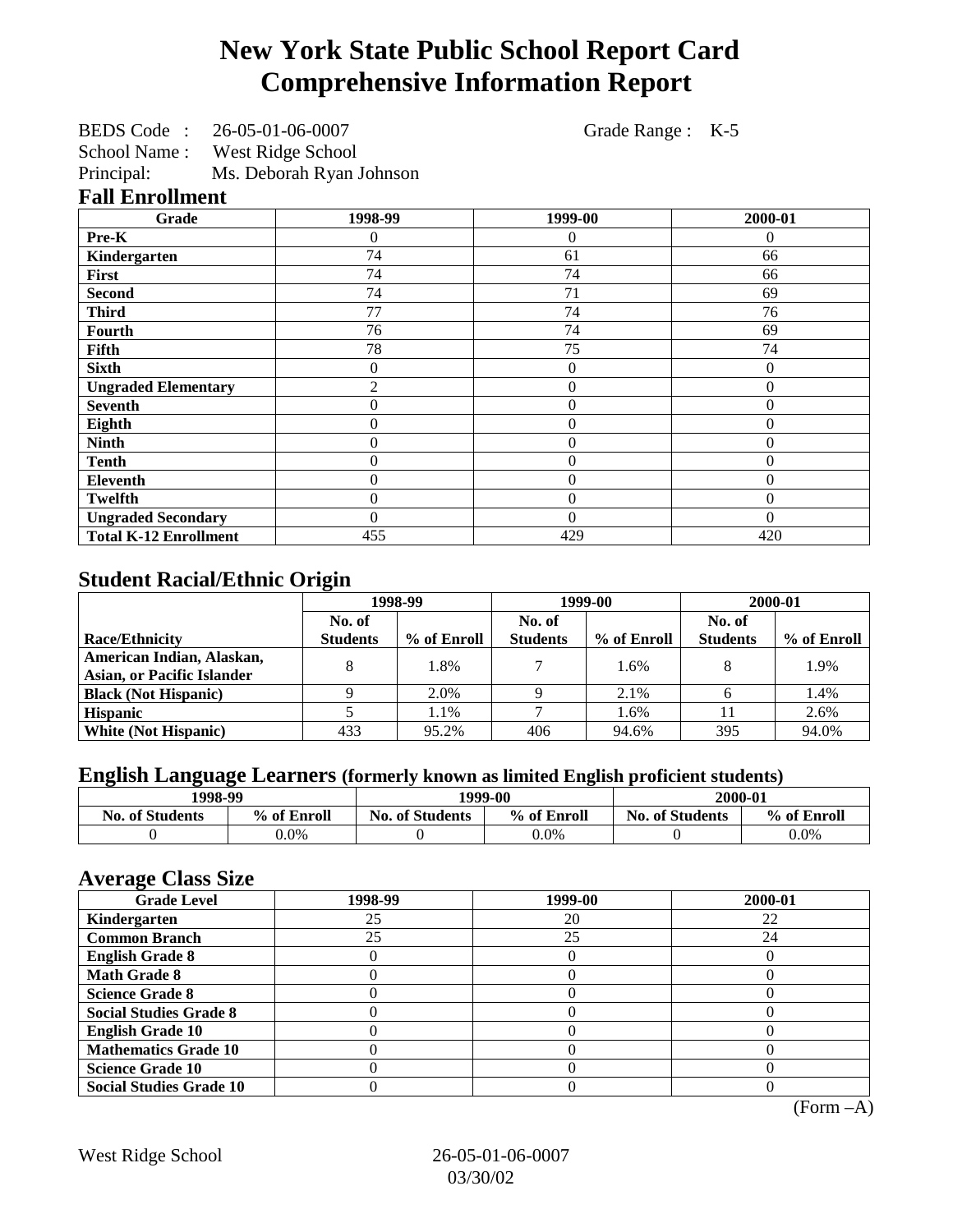# New York State Public School Report Card
# Comprehensive Information Report

BEDS Code : 26-05-01-06-0007 Grade Range : K-5
School Name : West Ridge School
Principal: Ms. Deborah Ryan Johnson

## Fall Enrollment

| Grade | 1998-99 | 1999-00 | 2000-01 |
|---|---|---|---|
| Pre-K | 0 | 0 | 0 |
| Kindergarten | 74 | 61 | 66 |
| First | 74 | 74 | 66 |
| Second | 74 | 71 | 69 |
| Third | 77 | 74 | 76 |
| Fourth | 76 | 74 | 69 |
| Fifth | 78 | 75 | 74 |
| Sixth | 0 | 0 | 0 |
| Ungraded Elementary | 2 | 0 | 0 |
| Seventh | 0 | 0 | 0 |
| Eighth | 0 | 0 | 0 |
| Ninth | 0 | 0 | 0 |
| Tenth | 0 | 0 | 0 |
| Eleventh | 0 | 0 | 0 |
| Twelfth | 0 | 0 | 0 |
| Ungraded Secondary | 0 | 0 | 0 |
| Total K-12 Enrollment | 455 | 429 | 420 |

## Student Racial/Ethnic Origin

| | 1998-99 | | 1999-00 | | 2000-01 | |
|---|---|---|---|---|---|---|
| Race/Ethnicity | No. of Students | % of Enroll | No. of Students | % of Enroll | No. of Students | % of Enroll |
| American Indian, Alaskan, Asian, or Pacific Islander | 8 | 1.8% | 7 | 1.6% | 8 | 1.9% |
| Black (Not Hispanic) | 9 | 2.0% | 9 | 2.1% | 6 | 1.4% |
| Hispanic | 5 | 1.1% | 7 | 1.6% | 11 | 2.6% |
| White (Not Hispanic) | 433 | 95.2% | 406 | 94.6% | 395 | 94.0% |

## English Language Learners (formerly known as limited English proficient students)

| 1998-99 | | 1999-00 | | 2000-01 | |
|---|---|---|---|---|---|
| No. of Students | % of Enroll | No. of Students | % of Enroll | No. of Students | % of Enroll |
| 0 | 0.0% | 0 | 0.0% | 0 | 0.0% |

## Average Class Size

| Grade Level | 1998-99 | 1999-00 | 2000-01 |
|---|---|---|---|
| Kindergarten | 25 | 20 | 22 |
| Common Branch | 25 | 25 | 24 |
| English Grade 8 | 0 | 0 | 0 |
| Math Grade 8 | 0 | 0 | 0 |
| Science Grade 8 | 0 | 0 | 0 |
| Social Studies Grade 8 | 0 | 0 | 0 |
| English Grade 10 | 0 | 0 | 0 |
| Mathematics Grade 10 | 0 | 0 | 0 |
| Science Grade 10 | 0 | 0 | 0 |
| Social Studies Grade 10 | 0 | 0 | 0 |

(Form –A)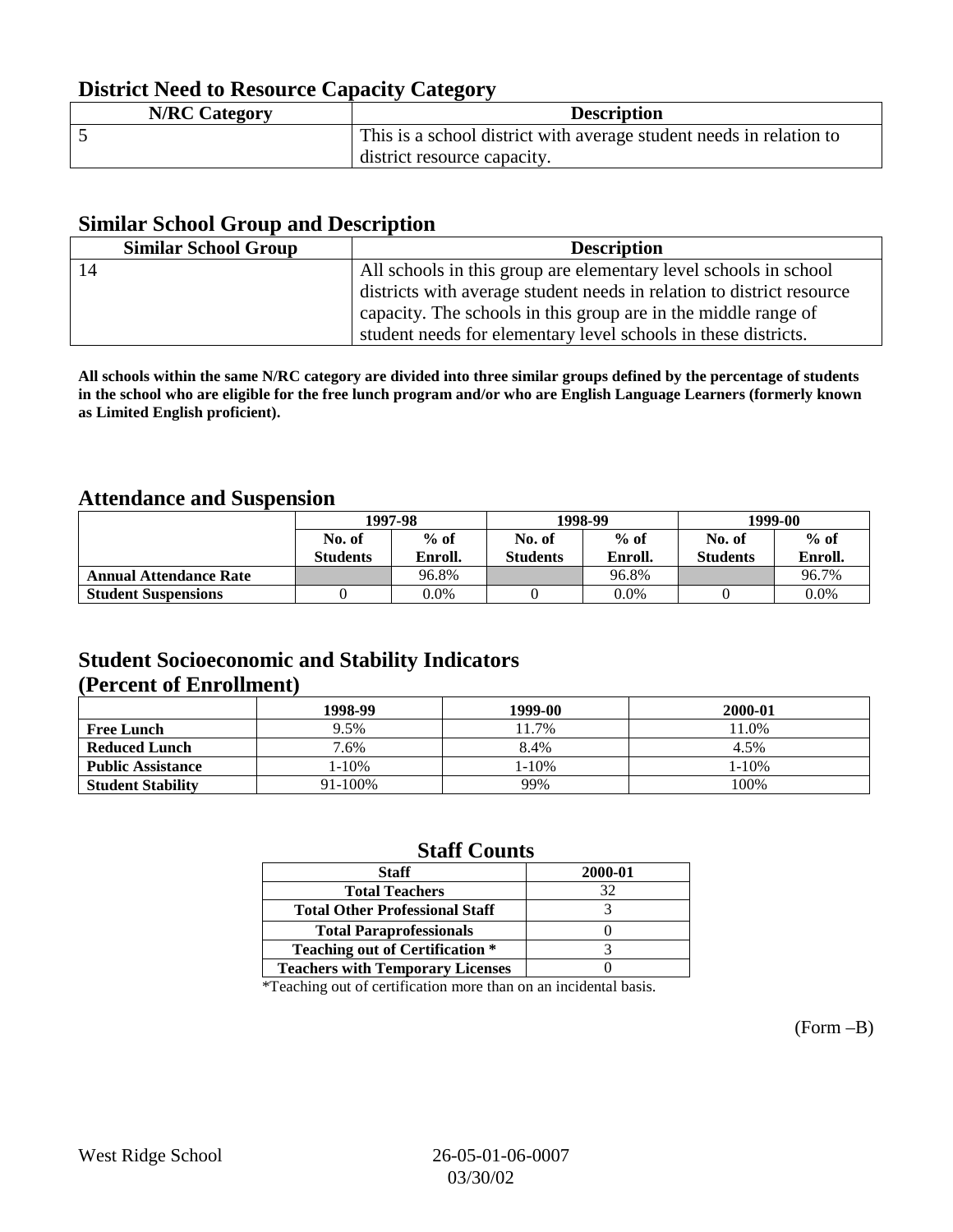## District Need to Resource Capacity Category

| N/RC Category | Description |
|---|---|
| 5 | This is a school district with average student needs in relation to district resource capacity. |

## Similar School Group and Description

| Similar School Group | Description |
|---|---|
| 14 | All schools in this group are elementary level schools in school districts with average student needs in relation to district resource capacity. The schools in this group are in the middle range of student needs for elementary level schools in these districts. |

**All schools within the same N/RC category are divided into three similar groups defined by the percentage of students in the school who are eligible for the free lunch program and/or who are English Language Learners (formerly known as Limited English proficient).**

## Attendance and Suspension

| | 1997-98 | | 1998-99 | | 1999-00 | |
|---|---|---|---|---|---|---|
| | No. of Students | % of Enroll. | No. of Students | % of Enroll. | No. of Students | % of Enroll. |
| **Annual Attendance Rate** | | 96.8% | | 96.8% | | 96.7% |
| **Student Suspensions** | 0 | 0.0% | 0 | 0.0% | 0 | 0.0% |

## Student Socioeconomic and Stability Indicators (Percent of Enrollment)

| | 1998-99 | 1999-00 | 2000-01 |
|---|---|---|---|
| **Free Lunch** | 9.5% | 11.7% | 11.0% |
| **Reduced Lunch** | 7.6% | 8.4% | 4.5% |
| **Public Assistance** | 1-10% | 1-10% | 1-10% |
| **Student Stability** | 91-100% | 99% | 100% |

## Staff Counts

| Staff | 2000-01 |
|---|---|
| Total Teachers | 32 |
| Total Other Professional Staff | 3 |
| Total Paraprofessionals | 0 |
| Teaching out of Certification * | 3 |
| Teachers with Temporary Licenses | 0 |

*Teaching out of certification more than on an incidental basis.

(Form –B)

West Ridge School 26-05-01-06-0007 03/30/02